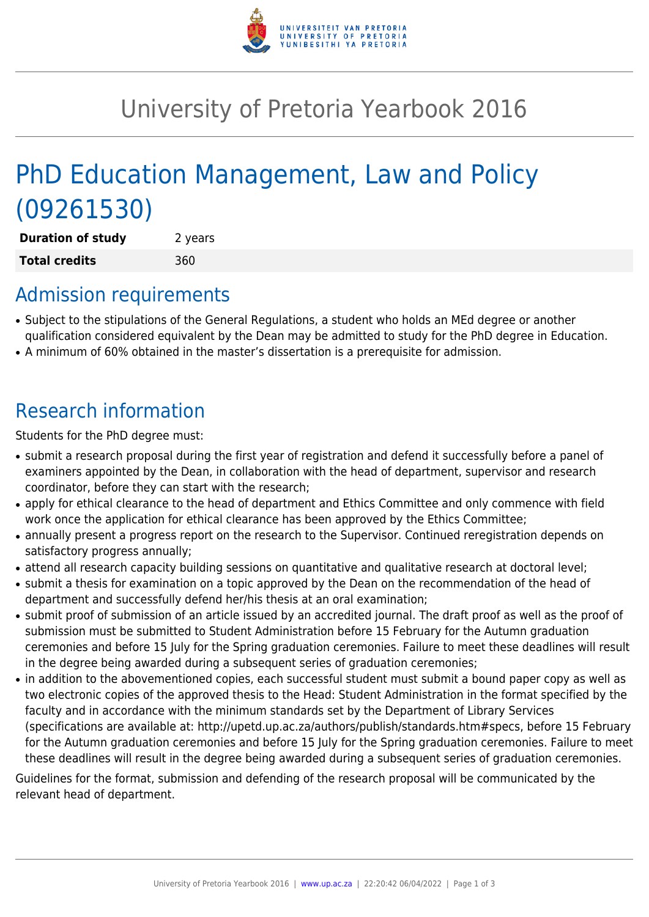# University of Pretoria Yearbook 2016

# PhD Education Management, Law and Policy (09261530)

| | |
|---|---|
| **Duration of study** | 2 years |
| **Total credits** | 360 |

## Admission requirements

- Subject to the stipulations of the General Regulations, a student who holds an MEd degree or another qualification considered equivalent by the Dean may be admitted to study for the PhD degree in Education.
- A minimum of 60% obtained in the master's dissertation is a prerequisite for admission.

## Research information

Students for the PhD degree must:

- submit a research proposal during the first year of registration and defend it successfully before a panel of examiners appointed by the Dean, in collaboration with the head of department, supervisor and research coordinator, before they can start with the research;
- apply for ethical clearance to the head of department and Ethics Committee and only commence with field work once the application for ethical clearance has been approved by the Ethics Committee;
- annually present a progress report on the research to the Supervisor. Continued reregistration depends on satisfactory progress annually;
- attend all research capacity building sessions on quantitative and qualitative research at doctoral level;
- submit a thesis for examination on a topic approved by the Dean on the recommendation of the head of department and successfully defend her/his thesis at an oral examination;
- submit proof of submission of an article issued by an accredited journal. The draft proof as well as the proof of submission must be submitted to Student Administration before 15 February for the Autumn graduation ceremonies and before 15 July for the Spring graduation ceremonies. Failure to meet these deadlines will result in the degree being awarded during a subsequent series of graduation ceremonies;
- in addition to the abovementioned copies, each successful student must submit a bound paper copy as well as two electronic copies of the approved thesis to the Head: Student Administration in the format specified by the faculty and in accordance with the minimum standards set by the Department of Library Services (specifications are available at: http://upetd.up.ac.za/authors/publish/standards.htm#specs, before 15 February for the Autumn graduation ceremonies and before 15 July for the Spring graduation ceremonies. Failure to meet these deadlines will result in the degree being awarded during a subsequent series of graduation ceremonies.

Guidelines for the format, submission and defending of the research proposal will be communicated by the relevant head of department.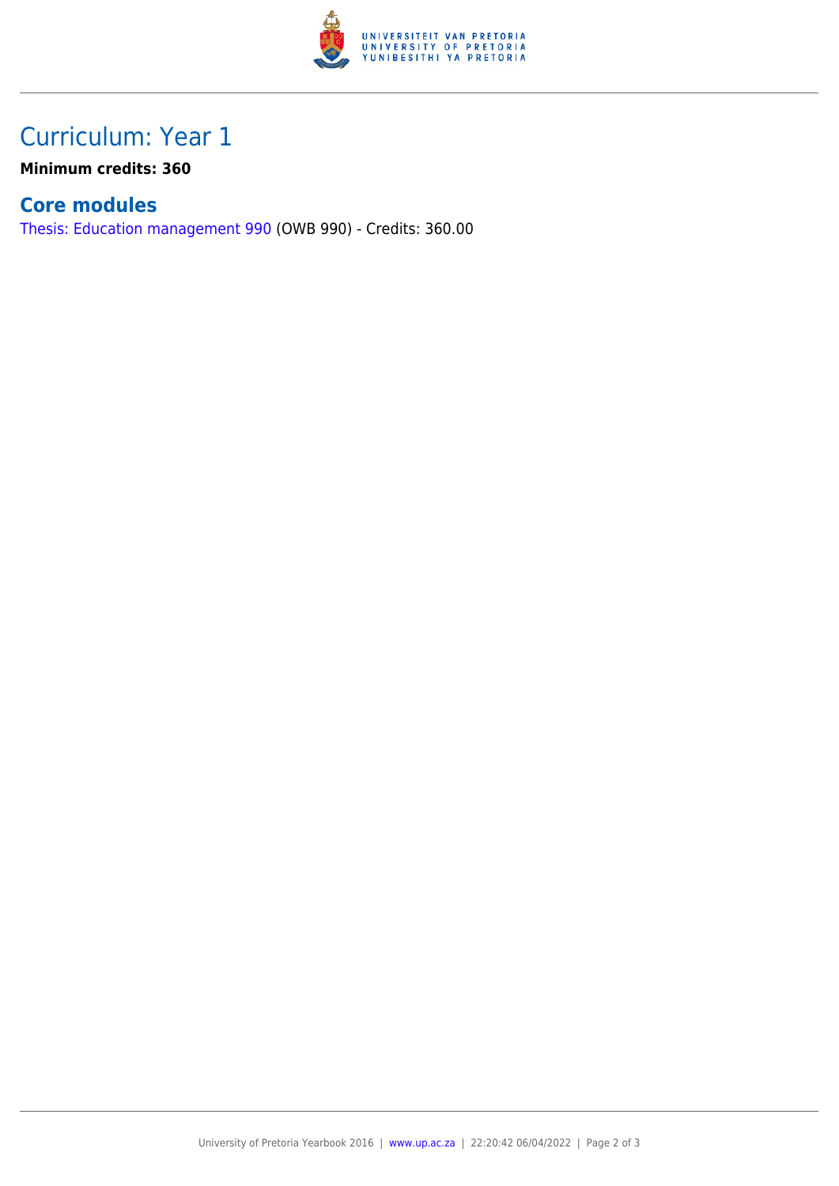# Curriculum: Year 1

**Minimum credits: 360**

## Core modules

Thesis: Education management 990 (OWB 990) - Credits: 360.00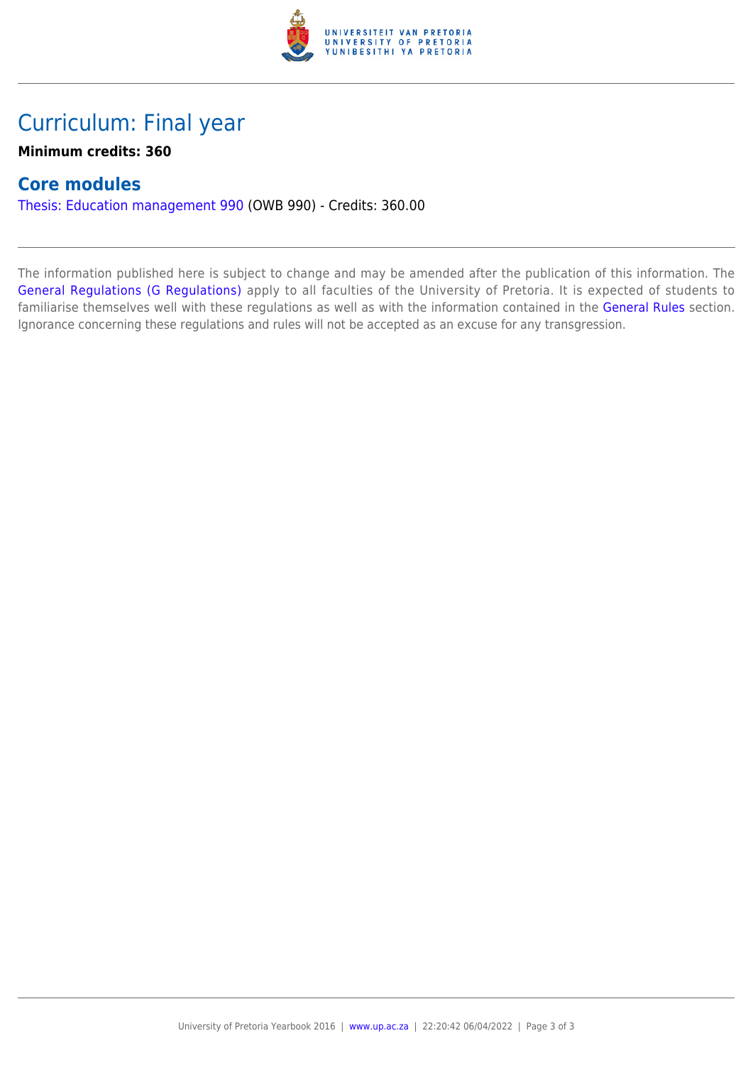## Curriculum: Final year

**Minimum credits: 360**

### Core modules

Thesis: Education management 990 (OWB 990) - Credits: 360.00

The information published here is subject to change and may be amended after the publication of this information. The General Regulations (G Regulations) apply to all faculties of the University of Pretoria. It is expected of students to familiarise themselves well with these regulations as well as with the information contained in the General Rules section. Ignorance concerning these regulations and rules will not be accepted as an excuse for any transgression.